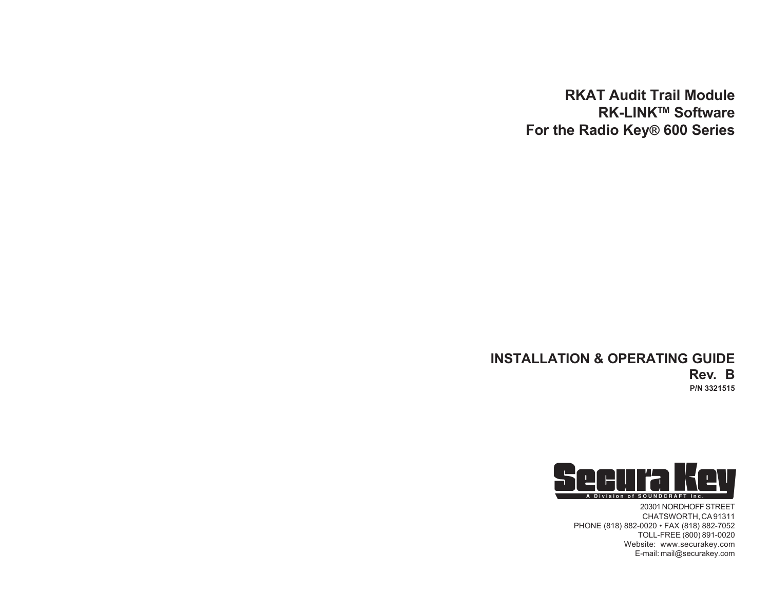# RKAT Audit Trail Module
# RK-LINK™ Software
# For the Radio Key® 600 Series

## INSTALLATION & OPERATING GUIDE

**Rev. B**

**P/N 3321515**

**Secura Key**
A Division of SOUNDCRAFT Inc.

20301 NORDHOFF STREET
CHATSWORTH, CA 91311
PHONE (818) 882-0020 • FAX (818) 882-7052
TOLL-FREE (800) 891-0020
Website: www.securakey.com
E-mail: mail@securakey.com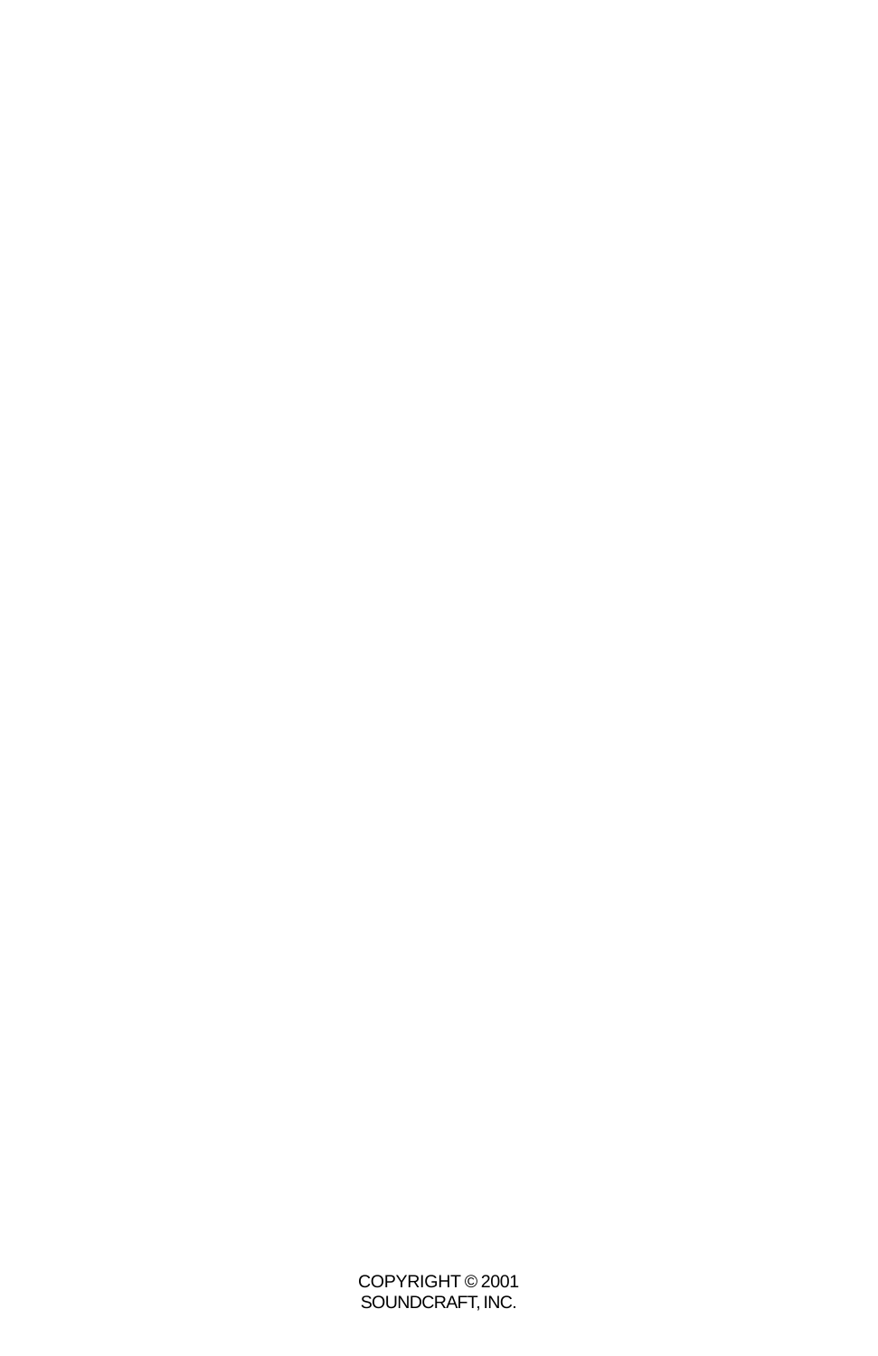COPYRIGHT © 2001
SOUNDCRAFT, INC.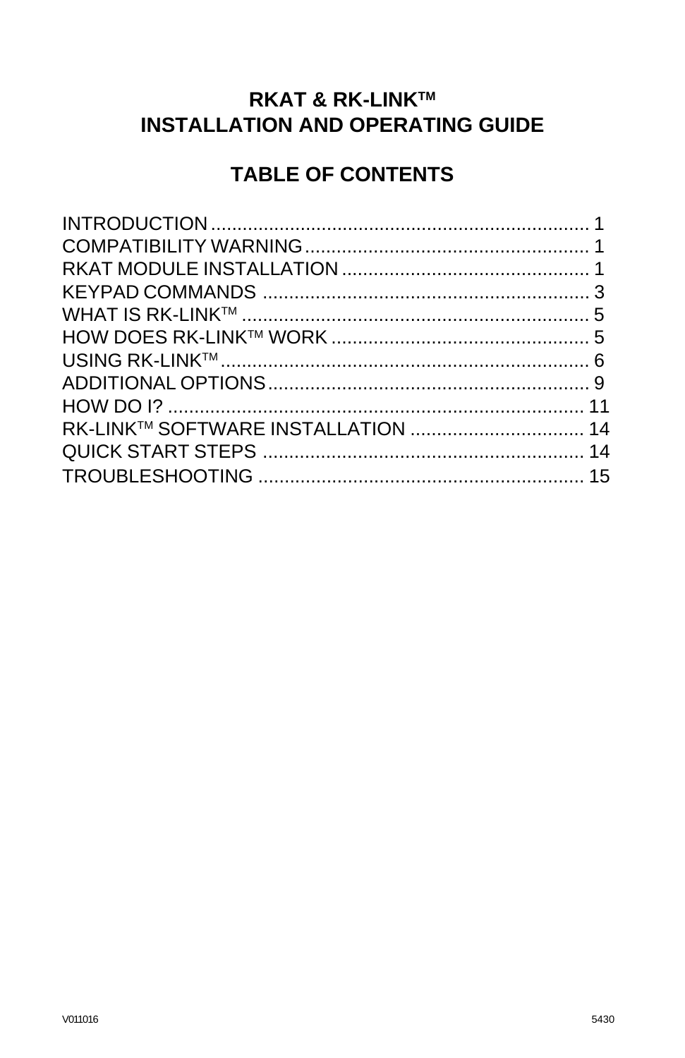# RKAT & RK-LINK™ INSTALLATION AND OPERATING GUIDE

## TABLE OF CONTENTS

INTRODUCTION ........................................................................ 1
COMPATIBILITY WARNING ...................................................... 1
RKAT MODULE INSTALLATION ............................................... 1
KEYPAD COMMANDS ............................................................... 3
WHAT IS RK-LINK™ .................................................................. 5
HOW DOES RK-LINK™ WORK ................................................. 5
USING RK-LINK™ ....................................................................... 6
ADDITIONAL OPTIONS ............................................................. 9
HOW DO I? ............................................................................... 11
RK-LINK™ SOFTWARE INSTALLATION ................................. 14
QUICK START STEPS ............................................................. 14
TROUBLESHOOTING .............................................................. 15

V011016 5430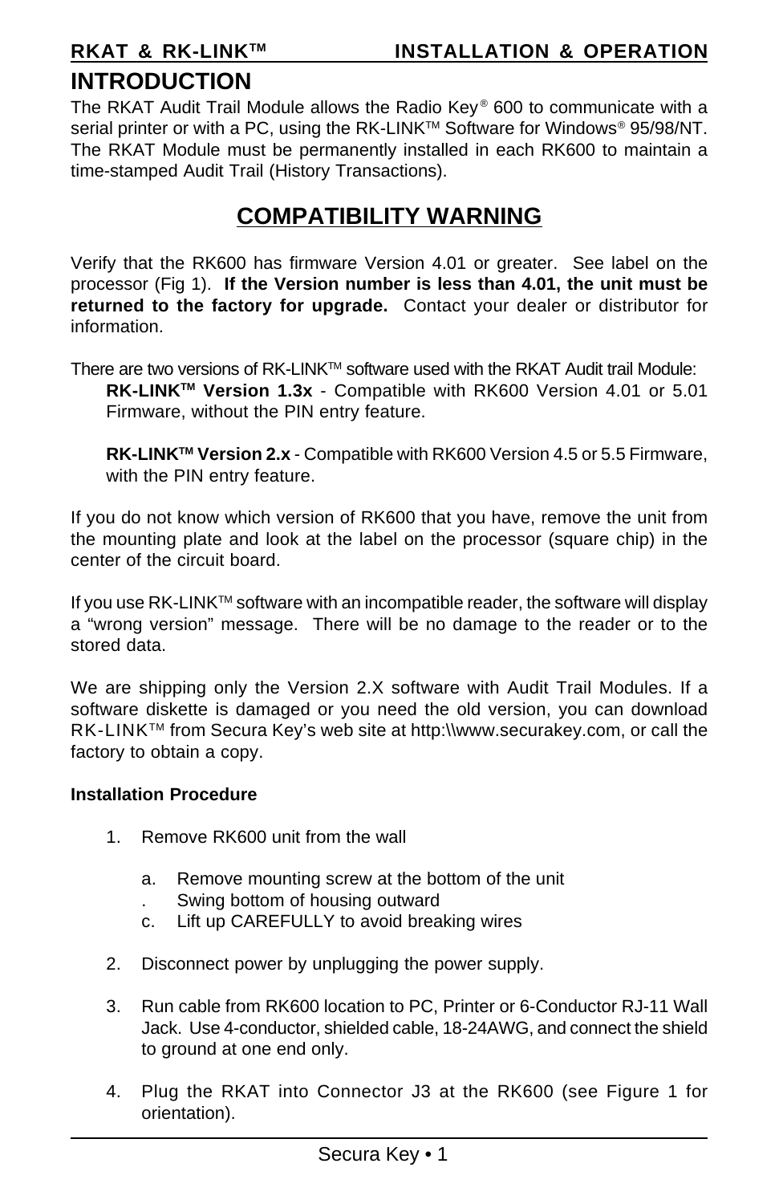# INTRODUCTION

The RKAT Audit Trail Module allows the Radio Key® 600 to communicate with a serial printer or with a PC, using the RK-LINK™ Software for Windows® 95/98/NT. The RKAT Module must be permanently installed in each RK600 to maintain a time-stamped Audit Trail (History Transactions).

## COMPATIBILITY WARNING

Verify that the RK600 has firmware Version 4.01 or greater. See label on the processor (Fig 1). **If the Version number is less than 4.01, the unit must be returned to the factory for upgrade.** Contact your dealer or distributor for information.

There are two versions of RK-LINK™ software used with the RKAT Audit trail Module:

**RK-LINK™ Version 1.3x** - Compatible with RK600 Version 4.01 or 5.01 Firmware, without the PIN entry feature.

**RK-LINK™ Version 2.x** - Compatible with RK600 Version 4.5 or 5.5 Firmware, with the PIN entry feature.

If you do not know which version of RK600 that you have, remove the unit from the mounting plate and look at the label on the processor (square chip) in the center of the circuit board.

If you use RK-LINK™ software with an incompatible reader, the software will display a "wrong version" message. There will be no damage to the reader or to the stored data.

We are shipping only the Version 2.X software with Audit Trail Modules. If a software diskette is damaged or you need the old version, you can download RK-LINK™ from Secura Key's web site at http:\\www.securakey.com, or call the factory to obtain a copy.

**Installation Procedure**

1. Remove RK600 unit from the wall

   a. Remove mounting screw at the bottom of the unit
   
   . Swing bottom of housing outward
   
   c. Lift up CAREFULLY to avoid breaking wires

2. Disconnect power by unplugging the power supply.

3. Run cable from RK600 location to PC, Printer or 6-Conductor RJ-11 Wall Jack. Use 4-conductor, shielded cable, 18-24AWG, and connect the shield to ground at one end only.

4. Plug the RKAT into Connector J3 at the RK600 (see Figure 1 for orientation).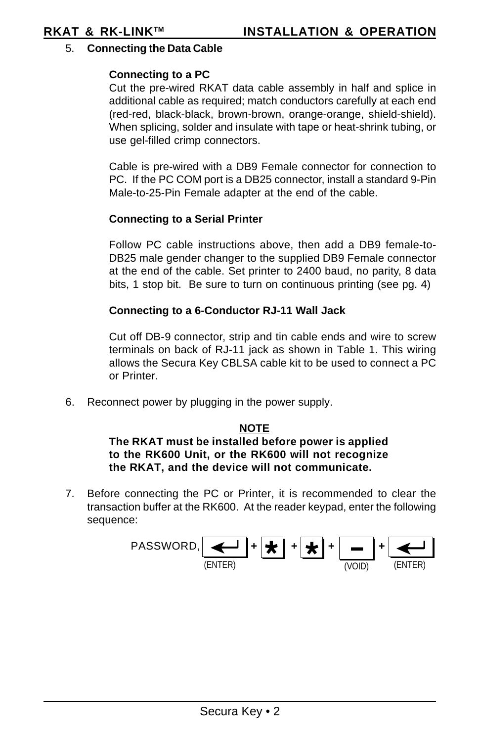5. **Connecting the Data Cable**

**Connecting to a PC**

Cut the pre-wired RKAT data cable assembly in half and splice in additional cable as required; match conductors carefully at each end (red-red, black-black, brown-brown, orange-orange, shield-shield). When splicing, solder and insulate with tape or heat-shrink tubing, or use gel-filled crimp connectors.

Cable is pre-wired with a DB9 Female connector for connection to PC. If the PC COM port is a DB25 connector, install a standard 9-Pin Male-to-25-Pin Female adapter at the end of the cable.

**Connecting to a Serial Printer**

Follow PC cable instructions above, then add a DB9 female-to-DB25 male gender changer to the supplied DB9 Female connector at the end of the cable. Set printer to 2400 baud, no parity, 8 data bits, 1 stop bit. Be sure to turn on continuous printing (see pg. 4)

**Connecting to a 6-Conductor RJ-11 Wall Jack**

Cut off DB-9 connector, strip and tin cable ends and wire to screw terminals on back of RJ-11 jack as shown in Table 1. This wiring allows the Secura Key CBLSA cable kit to be used to connect a PC or Printer.

6. Reconnect power by plugging in the power supply.

**NOTE**

**The RKAT must be installed before power is applied to the RK600 Unit, or the RK600 will not recognize the RKAT, and the device will not communicate.**

7. Before connecting the PC or Printer, it is recommended to clear the transaction buffer at the RK600. At the reader keypad, enter the following sequence:

PASSWORD, ↵ (ENTER) + * + * + – (VOID) + ↵ (ENTER)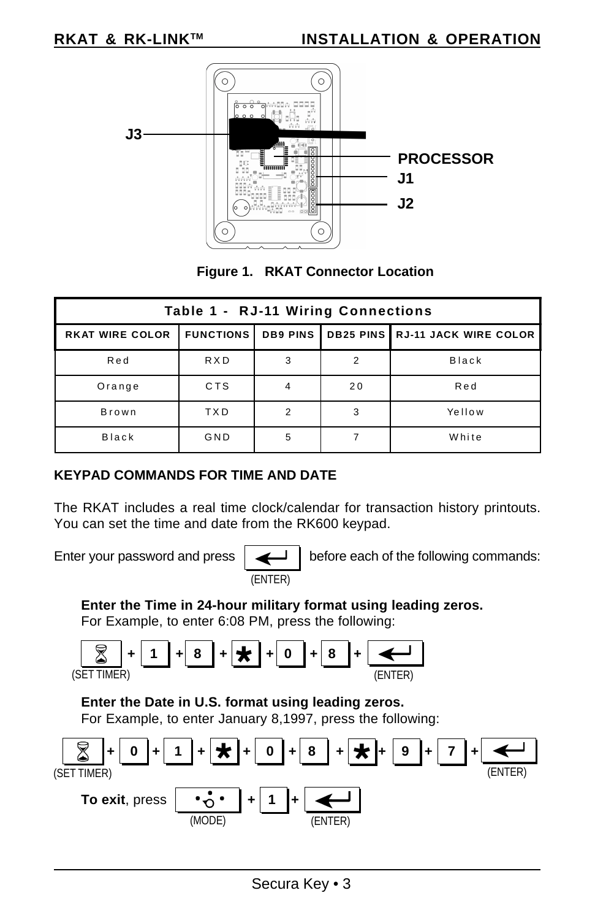Figure 1. RKAT Connector Location

| Table 1 - RJ-11 Wiring Connections | | | | |
|---|---|---|---|---|
| RKAT WIRE COLOR | FUNCTIONS | DB9 PINS | DB25 PINS | RJ-11 JACK WIRE COLOR |
| Red | RXD | 3 | 2 | Black |
| Orange | CTS | 4 | 20 | Red |
| Brown | TXD | 2 | 3 | Yellow |
| Black | GND | 5 | 7 | White |

## KEYPAD COMMANDS FOR TIME AND DATE

The RKAT includes a real time clock/calendar for transaction history printouts. You can set the time and date from the RK600 keypad.

Enter your password and press [ENTER] before each of the following commands:

**Enter the Time in 24-hour military format using leading zeros.**
For Example, to enter 6:08 PM, press the following:

[SET TIMER] + 1 + 8 + * + 0 + 8 + [ENTER]

**Enter the Date in U.S. format using leading zeros.**
For Example, to enter January 8,1997, press the following:

[SET TIMER] + 0 + 1 + * + 0 + 8 + * + 9 + 7 + [ENTER]

**To exit**, press [MODE] + 1 + [ENTER]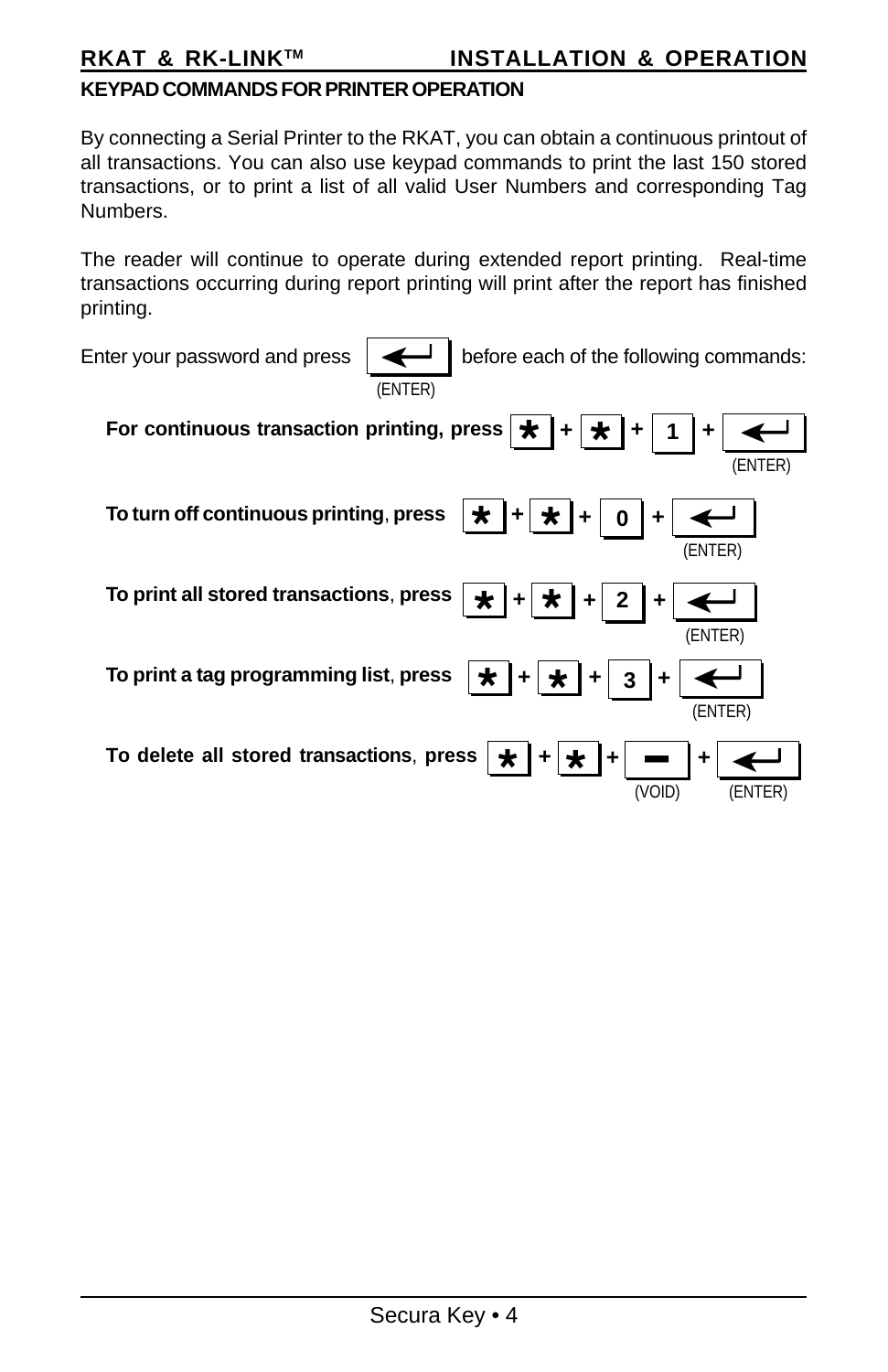## KEYPAD COMMANDS FOR PRINTER OPERATION

By connecting a Serial Printer to the RKAT, you can obtain a continuous printout of all transactions. You can also use keypad commands to print the last 150 stored transactions, or to print a list of all valid User Numbers and corresponding Tag Numbers.

The reader will continue to operate during extended report printing. Real-time transactions occurring during report printing will print after the report has finished printing.

Enter your password and press [↵ (ENTER)] before each of the following commands:

**For continuous transaction printing, press** [*] + [*] + [1] + [↵ (ENTER)]

**To turn off continuous printing, press** [*] + [*] + [0] + [↵ (ENTER)]

**To print all stored transactions, press** [*] + [*] + [2] + [↵ (ENTER)]

**To print a tag programming list, press** [*] + [*] + [3] + [↵ (ENTER)]

**To delete all stored transactions, press** [*] + [*] + [— (VOID)] + [↵ (ENTER)]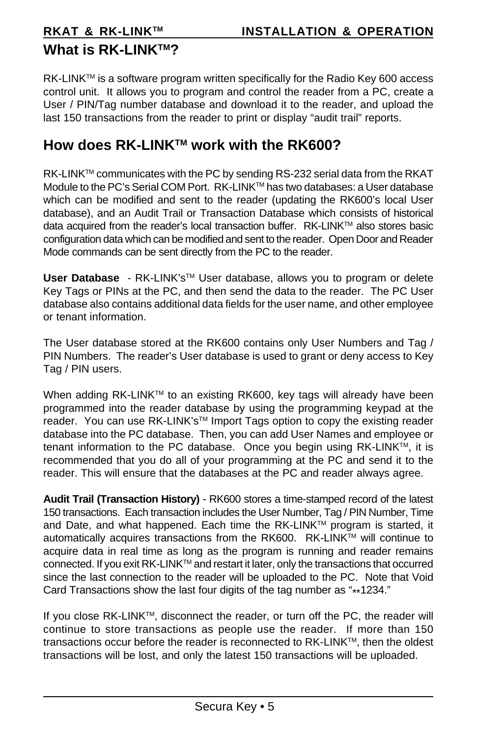## What is RK-LINK™?

RK-LINK™ is a software program written specifically for the Radio Key 600 access control unit. It allows you to program and control the reader from a PC, create a User / PIN/Tag number database and download it to the reader, and upload the last 150 transactions from the reader to print or display "audit trail" reports.

## How does RK-LINK™ work with the RK600?

RK-LINK™ communicates with the PC by sending RS-232 serial data from the RKAT Module to the PC's Serial COM Port. RK-LINK™ has two databases: a User database which can be modified and sent to the reader (updating the RK600's local User database), and an Audit Trail or Transaction Database which consists of historical data acquired from the reader's local transaction buffer. RK-LINK™ also stores basic configuration data which can be modified and sent to the reader. Open Door and Reader Mode commands can be sent directly from the PC to the reader.

**User Database** - RK-LINK's™ User database, allows you to program or delete Key Tags or PINs at the PC, and then send the data to the reader. The PC User database also contains additional data fields for the user name, and other employee or tenant information.

The User database stored at the RK600 contains only User Numbers and Tag / PIN Numbers. The reader's User database is used to grant or deny access to Key Tag / PIN users.

When adding RK-LINK™ to an existing RK600, key tags will already have been programmed into the reader database by using the programming keypad at the reader. You can use RK-LINK's™ Import Tags option to copy the existing reader database into the PC database. Then, you can add User Names and employee or tenant information to the PC database. Once you begin using RK-LINK™, it is recommended that you do all of your programming at the PC and send it to the reader. This will ensure that the databases at the PC and reader always agree.

**Audit Trail (Transaction History)** - RK600 stores a time-stamped record of the latest 150 transactions. Each transaction includes the User Number, Tag / PIN Number, Time and Date, and what happened. Each time the RK-LINK™ program is started, it automatically acquires transactions from the RK600. RK-LINK™ will continue to acquire data in real time as long as the program is running and reader remains connected. If you exit RK-LINK™ and restart it later, only the transactions that occurred since the last connection to the reader will be uploaded to the PC. Note that Void Card Transactions show the last four digits of the tag number as "**1234."

If you close RK-LINK™, disconnect the reader, or turn off the PC, the reader will continue to store transactions as people use the reader. If more than 150 transactions occur before the reader is reconnected to RK-LINK™, then the oldest transactions will be lost, and only the latest 150 transactions will be uploaded.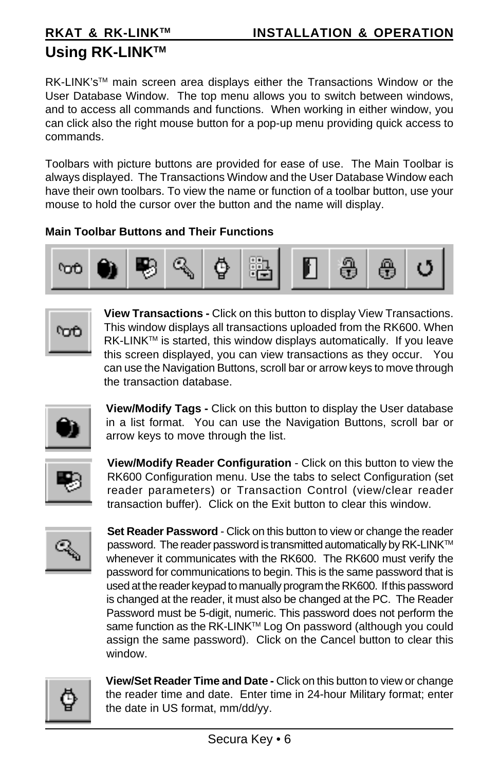## Using RK-LINK™

RK-LINK's™ main screen area displays either the Transactions Window or the User Database Window. The top menu allows you to switch between windows, and to access all commands and functions. When working in either window, you can click also the right mouse button for a pop-up menu providing quick access to commands.

Toolbars with picture buttons are provided for ease of use. The Main Toolbar is always displayed. The Transactions Window and the User Database Window each have their own toolbars. To view the name or function of a toolbar button, use your mouse to hold the cursor over the button and the name will display.

**Main Toolbar Buttons and Their Functions**

**View Transactions -** Click on this button to display View Transactions. This window displays all transactions uploaded from the RK600. When RK-LINK™ is started, this window displays automatically. If you leave this screen displayed, you can view transactions as they occur. You can use the Navigation Buttons, scroll bar or arrow keys to move through the transaction database.

**View/Modify Tags -** Click on this button to display the User database in a list format. You can use the Navigation Buttons, scroll bar or arrow keys to move through the list.

**View/Modify Reader Configuration** - Click on this button to view the RK600 Configuration menu. Use the tabs to select Configuration (set reader parameters) or Transaction Control (view/clear reader transaction buffer). Click on the Exit button to clear this window.

**Set Reader Password** - Click on this button to view or change the reader password. The reader password is transmitted automatically by RK-LINK™ whenever it communicates with the RK600. The RK600 must verify the password for communications to begin. This is the same password that is used at the reader keypad to manually program the RK600. If this password is changed at the reader, it must also be changed at the PC. The Reader Password must be 5-digit, numeric. This password does not perform the same function as the RK-LINK™ Log On password (although you could assign the same password). Click on the Cancel button to clear this window.

**View/Set Reader Time and Date -** Click on this button to view or change the reader time and date. Enter time in 24-hour Military format; enter the date in US format, mm/dd/yy.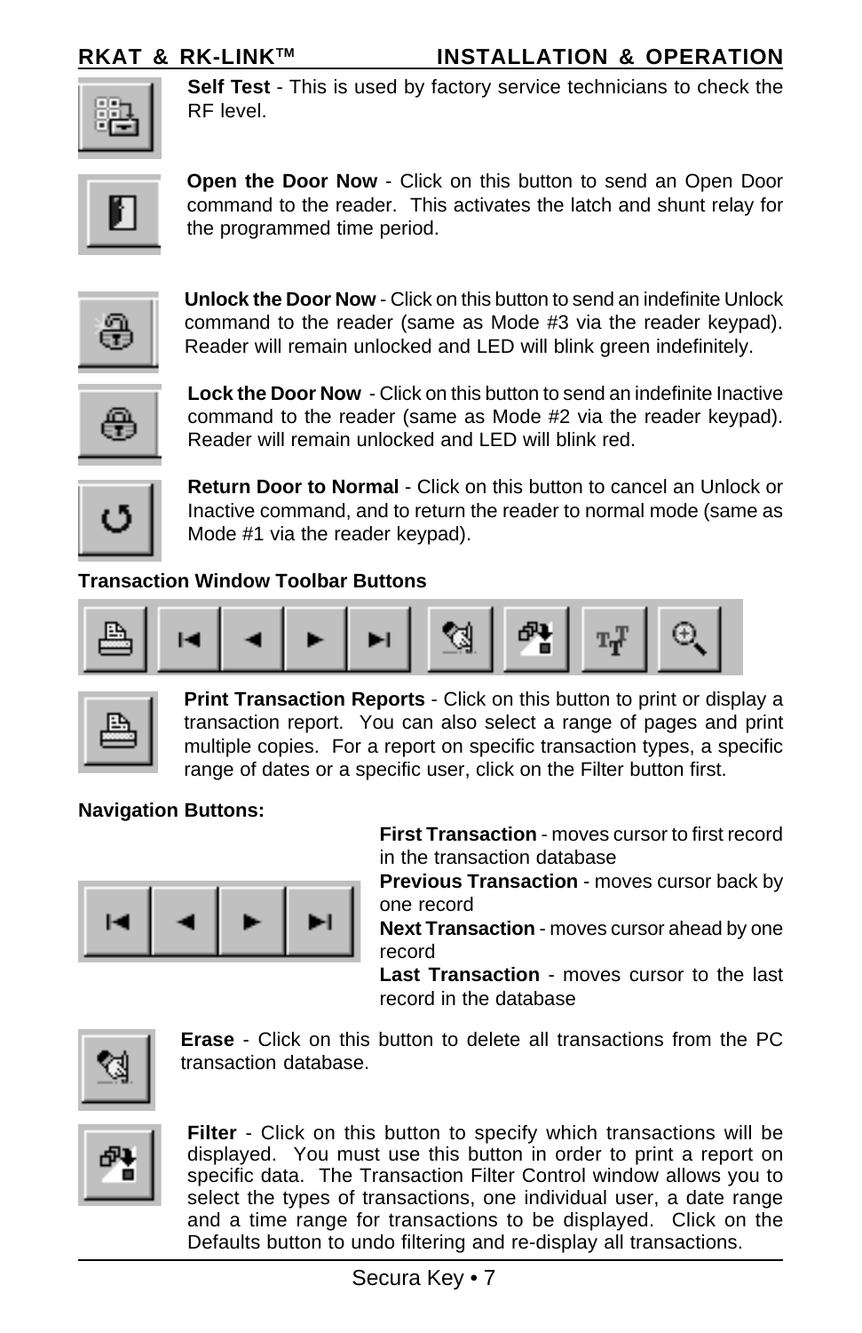**Self Test** - This is used by factory service technicians to check the RF level.

**Open the Door Now** - Click on this button to send an Open Door command to the reader. This activates the latch and shunt relay for the programmed time period.

**Unlock the Door Now** - Click on this button to send an indefinite Unlock command to the reader (same as Mode #3 via the reader keypad). Reader will remain unlocked and LED will blink green indefinitely.

**Lock the Door Now** - Click on this button to send an indefinite Inactive command to the reader (same as Mode #2 via the reader keypad). Reader will remain unlocked and LED will blink red.

**Return Door to Normal** - Click on this button to cancel an Unlock or Inactive command, and to return the reader to normal mode (same as Mode #1 via the reader keypad).

**Transaction Window Toolbar Buttons**

**Print Transaction Reports** - Click on this button to print or display a transaction report. You can also select a range of pages and print multiple copies. For a report on specific transaction types, a specific range of dates or a specific user, click on the Filter button first.

**Navigation Buttons:**

**First Transaction** - moves cursor to first record in the transaction database

**Previous Transaction** - moves cursor back by one record

**Next Transaction** - moves cursor ahead by one record

**Last Transaction** - moves cursor to the last record in the database

**Erase** - Click on this button to delete all transactions from the PC transaction database.

**Filter** - Click on this button to specify which transactions will be displayed. You must use this button in order to print a report on specific data. The Transaction Filter Control window allows you to select the types of transactions, one individual user, a date range and a time range for transactions to be displayed. Click on the Defaults button to undo filtering and re-display all transactions.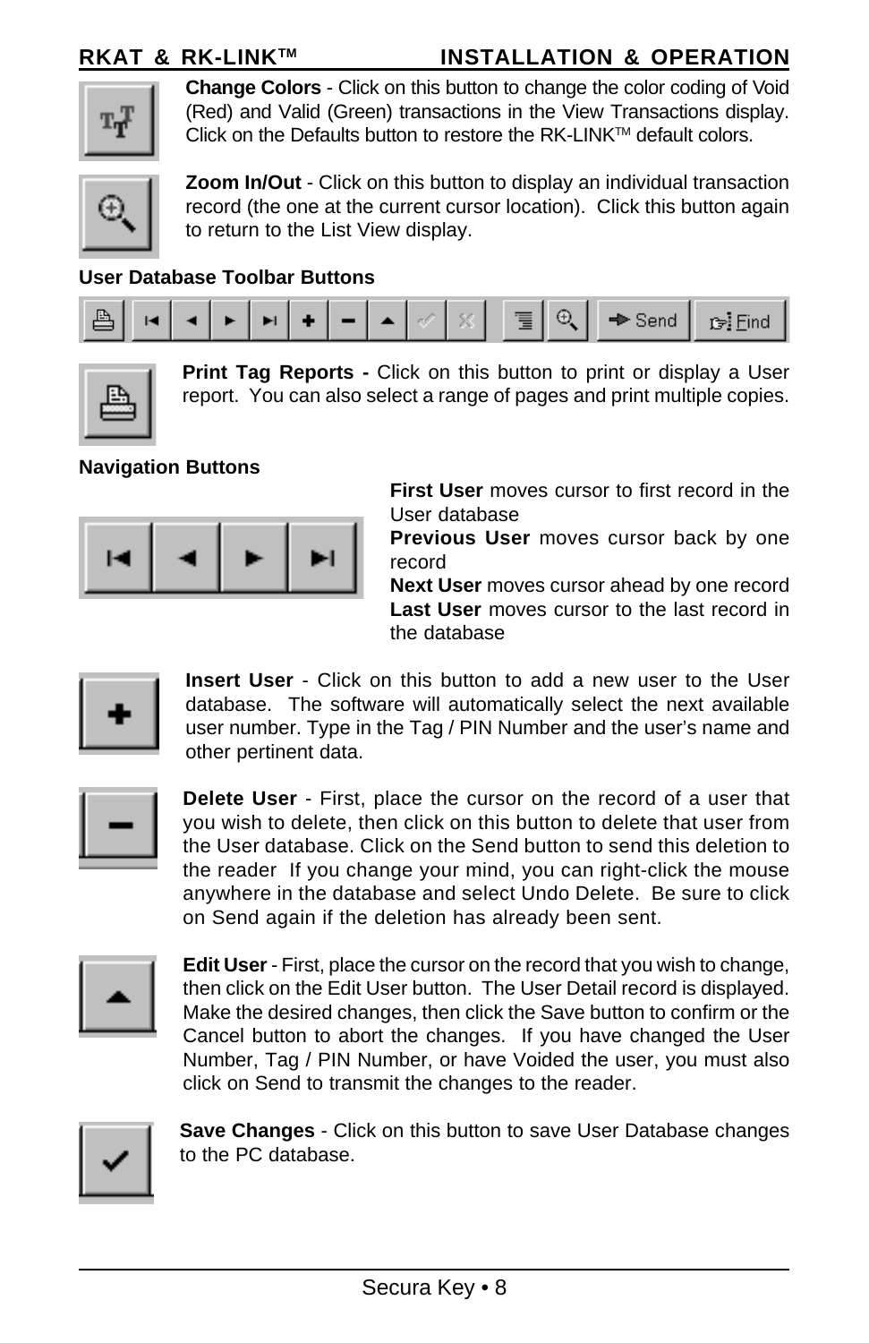**Change Colors** - Click on this button to change the color coding of Void (Red) and Valid (Green) transactions in the View Transactions display. Click on the Defaults button to restore the RK-LINK™ default colors.

**Zoom In/Out** - Click on this button to display an individual transaction record (the one at the current cursor location). Click this button again to return to the List View display.

### User Database Toolbar Buttons

**Print Tag Reports -** Click on this button to print or display a User report. You can also select a range of pages and print multiple copies.

### Navigation Buttons

**First User** moves cursor to first record in the User database

**Previous User** moves cursor back by one record

**Next User** moves cursor ahead by one record

**Last User** moves cursor to the last record in the database

**Insert User** - Click on this button to add a new user to the User database. The software will automatically select the next available user number. Type in the Tag / PIN Number and the user's name and other pertinent data.

**Delete User** - First, place the cursor on the record of a user that you wish to delete, then click on this button to delete that user from the User database. Click on the Send button to send this deletion to the reader If you change your mind, you can right-click the mouse anywhere in the database and select Undo Delete. Be sure to click on Send again if the deletion has already been sent.

**Edit User** - First, place the cursor on the record that you wish to change, then click on the Edit User button. The User Detail record is displayed. Make the desired changes, then click the Save button to confirm or the Cancel button to abort the changes. If you have changed the User Number, Tag / PIN Number, or have Voided the user, you must also click on Send to transmit the changes to the reader.

**Save Changes** - Click on this button to save User Database changes to the PC database.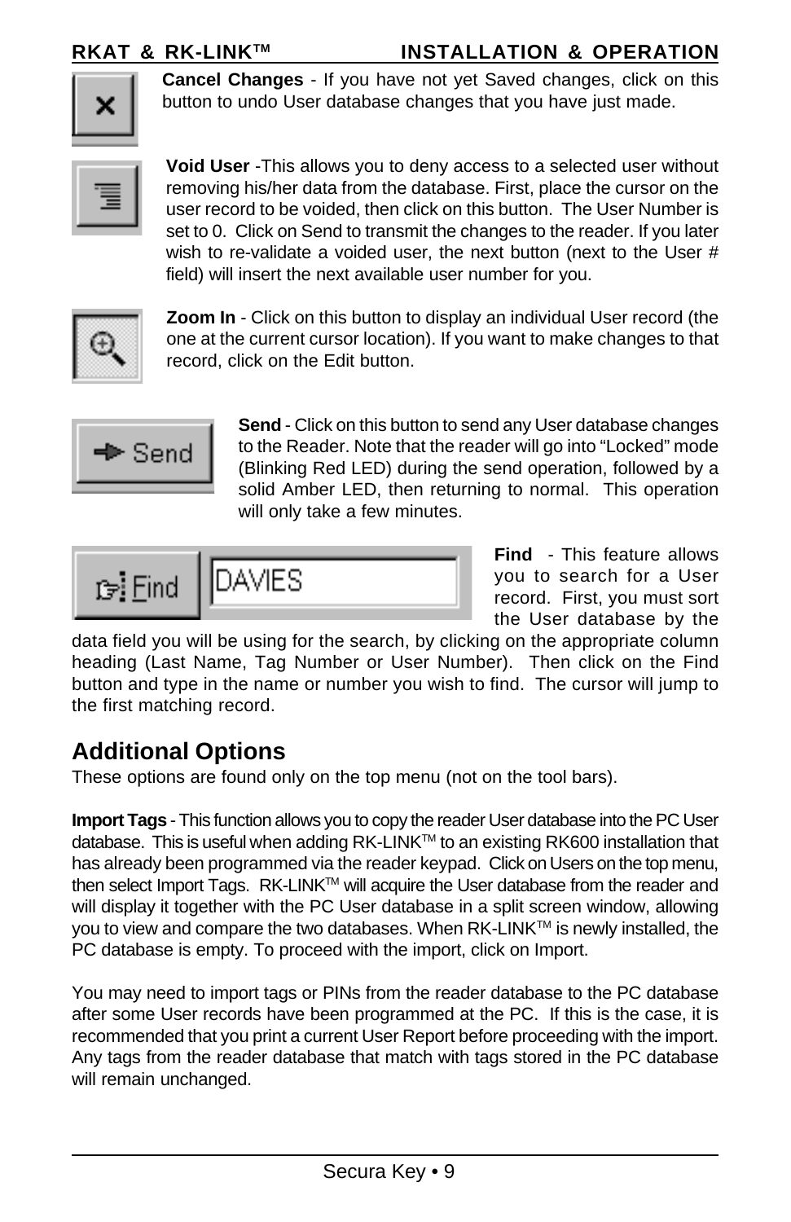**Cancel Changes** - If you have not yet Saved changes, click on this button to undo User database changes that you have just made.

**Void User** -This allows you to deny access to a selected user without removing his/her data from the database. First, place the cursor on the user record to be voided, then click on this button. The User Number is set to 0. Click on Send to transmit the changes to the reader. If you later wish to re-validate a voided user, the next button (next to the User # field) will insert the next available user number for you.

**Zoom In** - Click on this button to display an individual User record (the one at the current cursor location). If you want to make changes to that record, click on the Edit button.

**Send** - Click on this button to send any User database changes to the Reader. Note that the reader will go into "Locked" mode (Blinking Red LED) during the send operation, followed by a solid Amber LED, then returning to normal. This operation will only take a few minutes.

**Find** - This feature allows you to search for a User record. First, you must sort the User database by the data field you will be using for the search, by clicking on the appropriate column heading (Last Name, Tag Number or User Number). Then click on the Find button and type in the name or number you wish to find. The cursor will jump to the first matching record.

## Additional Options

These options are found only on the top menu (not on the tool bars).

**Import Tags** - This function allows you to copy the reader User database into the PC User database. This is useful when adding RK-LINK™ to an existing RK600 installation that has already been programmed via the reader keypad. Click on Users on the top menu, then select Import Tags. RK-LINK™ will acquire the User database from the reader and will display it together with the PC User database in a split screen window, allowing you to view and compare the two databases. When RK-LINK™ is newly installed, the PC database is empty. To proceed with the import, click on Import.

You may need to import tags or PINs from the reader database to the PC database after some User records have been programmed at the PC. If this is the case, it is recommended that you print a current User Report before proceeding with the import. Any tags from the reader database that match with tags stored in the PC database will remain unchanged.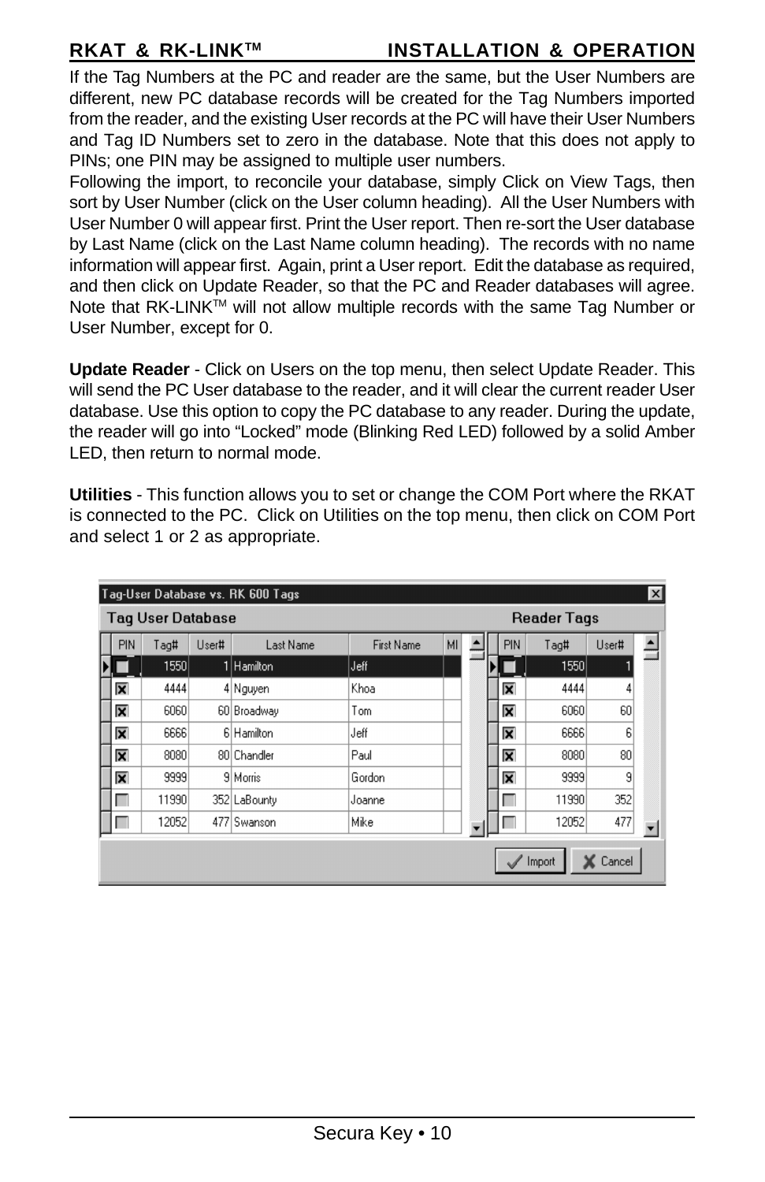If the Tag Numbers at the PC and reader are the same, but the User Numbers are different, new PC database records will be created for the Tag Numbers imported from the reader, and the existing User records at the PC will have their User Numbers and Tag ID Numbers set to zero in the database. Note that this does not apply to PINs; one PIN may be assigned to multiple user numbers.

Following the import, to reconcile your database, simply Click on View Tags, then sort by User Number (click on the User column heading). All the User Numbers with User Number 0 will appear first. Print the User report. Then re-sort the User database by Last Name (click on the Last Name column heading). The records with no name information will appear first. Again, print a User report. Edit the database as required, and then click on Update Reader, so that the PC and Reader databases will agree. Note that RK-LINK™ will not allow multiple records with the same Tag Number or User Number, except for 0.

**Update Reader** - Click on Users on the top menu, then select Update Reader. This will send the PC User database to the reader, and it will clear the current reader User database. Use this option to copy the PC database to any reader. During the update, the reader will go into “Locked” mode (Blinking Red LED) followed by a solid Amber LED, then return to normal mode.

**Utilities** - This function allows you to set or change the COM Port where the RKAT is connected to the PC. Click on Utilities on the top menu, then click on COM Port and select 1 or 2 as appropriate.

**Tag-User Database vs. RK 600 Tags**

Tag User Database

| PIN | Tag# | User# | Last Name | First Name | MI |
|---|---|---|---|---|---|
| ☐ | 1550 | 1 | Hamilton | Jeff | |
| ☒ | 4444 | 4 | Nguyen | Khoa | |
| ☒ | 6060 | 60 | Broadway | Tom | |
| ☒ | 6666 | 6 | Hamilton | Jeff | |
| ☒ | 8080 | 80 | Chandler | Paul | |
| ☒ | 9999 | 9 | Morris | Gordon | |
| ☐ | 11990 | 352 | LaBounty | Joanne | |
| ☐ | 12052 | 477 | Swanson | Mike | |

Reader Tags

| PIN | Tag# | User# |
|---|---|---|
| ☐ | 1550 | 1 |
| ☒ | 4444 | 4 |
| ☒ | 6060 | 60 |
| ☒ | 6666 | 6 |
| ☒ | 8080 | 80 |
| ☒ | 9999 | 9 |
| ☐ | 11990 | 352 |
| ☐ | 12052 | 477 |

Import | Cancel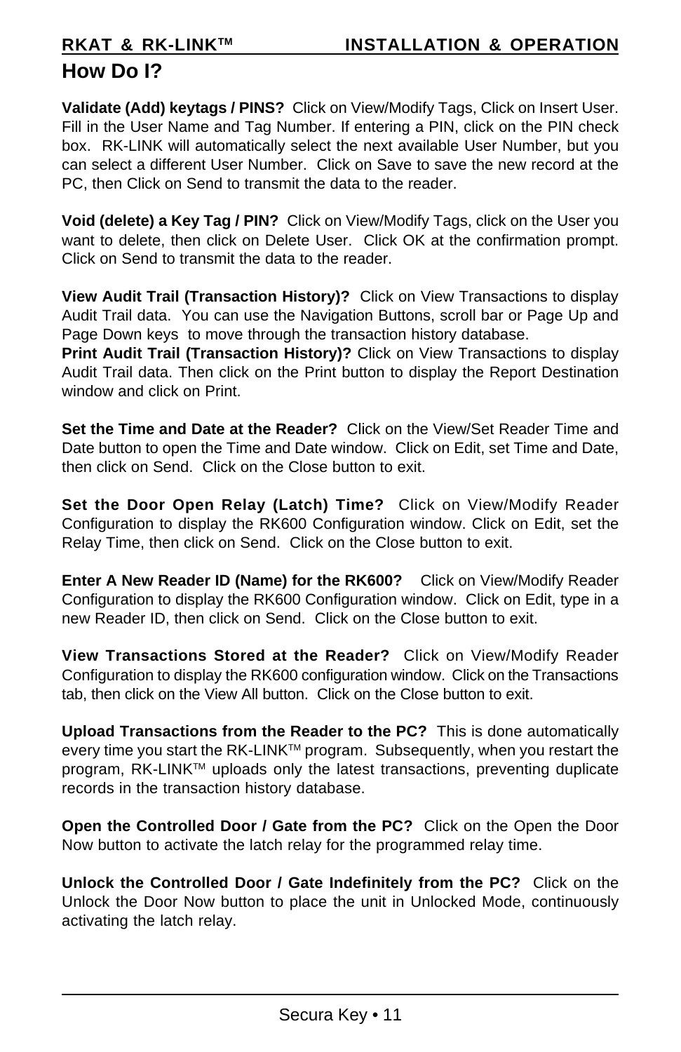## How Do I?

**Validate (Add) keytags / PINS?** Click on View/Modify Tags, Click on Insert User. Fill in the User Name and Tag Number. If entering a PIN, click on the PIN check box. RK-LINK will automatically select the next available User Number, but you can select a different User Number. Click on Save to save the new record at the PC, then Click on Send to transmit the data to the reader.

**Void (delete) a Key Tag / PIN?** Click on View/Modify Tags, click on the User you want to delete, then click on Delete User. Click OK at the confirmation prompt. Click on Send to transmit the data to the reader.

**View Audit Trail (Transaction History)?** Click on View Transactions to display Audit Trail data. You can use the Navigation Buttons, scroll bar or Page Up and Page Down keys to move through the transaction history database.

**Print Audit Trail (Transaction History)?** Click on View Transactions to display Audit Trail data. Then click on the Print button to display the Report Destination window and click on Print.

**Set the Time and Date at the Reader?** Click on the View/Set Reader Time and Date button to open the Time and Date window. Click on Edit, set Time and Date, then click on Send. Click on the Close button to exit.

**Set the Door Open Relay (Latch) Time?** Click on View/Modify Reader Configuration to display the RK600 Configuration window. Click on Edit, set the Relay Time, then click on Send. Click on the Close button to exit.

**Enter A New Reader ID (Name) for the RK600?** Click on View/Modify Reader Configuration to display the RK600 Configuration window. Click on Edit, type in a new Reader ID, then click on Send. Click on the Close button to exit.

**View Transactions Stored at the Reader?** Click on View/Modify Reader Configuration to display the RK600 configuration window. Click on the Transactions tab, then click on the View All button. Click on the Close button to exit.

**Upload Transactions from the Reader to the PC?** This is done automatically every time you start the RK-LINK™ program. Subsequently, when you restart the program, RK-LINK™ uploads only the latest transactions, preventing duplicate records in the transaction history database.

**Open the Controlled Door / Gate from the PC?** Click on the Open the Door Now button to activate the latch relay for the programmed relay time.

**Unlock the Controlled Door / Gate Indefinitely from the PC?** Click on the Unlock the Door Now button to place the unit in Unlocked Mode, continuously activating the latch relay.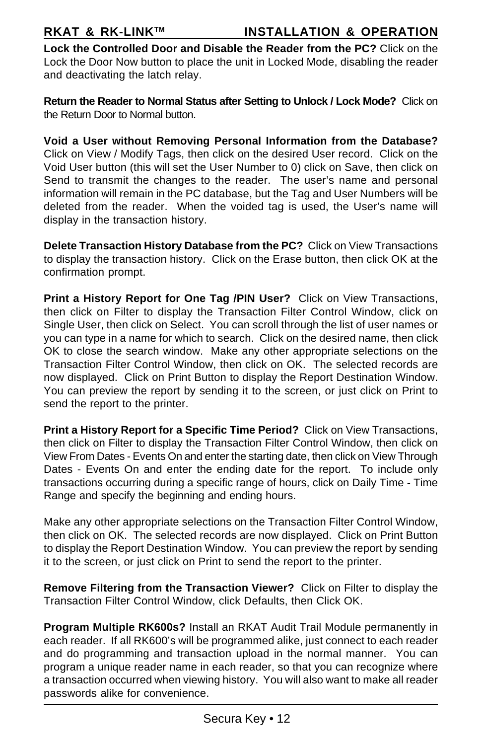**Lock the Controlled Door and Disable the Reader from the PC?** Click on the Lock the Door Now button to place the unit in Locked Mode, disabling the reader and deactivating the latch relay.

**Return the Reader to Normal Status after Setting to Unlock / Lock Mode?** Click on the Return Door to Normal button.

**Void a User without Removing Personal Information from the Database?** Click on View / Modify Tags, then click on the desired User record. Click on the Void User button (this will set the User Number to 0) click on Save, then click on Send to transmit the changes to the reader. The user's name and personal information will remain in the PC database, but the Tag and User Numbers will be deleted from the reader. When the voided tag is used, the User's name will display in the transaction history.

**Delete Transaction History Database from the PC?** Click on View Transactions to display the transaction history. Click on the Erase button, then click OK at the confirmation prompt.

**Print a History Report for One Tag /PIN User?** Click on View Transactions, then click on Filter to display the Transaction Filter Control Window, click on Single User, then click on Select. You can scroll through the list of user names or you can type in a name for which to search. Click on the desired name, then click OK to close the search window. Make any other appropriate selections on the Transaction Filter Control Window, then click on OK. The selected records are now displayed. Click on Print Button to display the Report Destination Window. You can preview the report by sending it to the screen, or just click on Print to send the report to the printer.

**Print a History Report for a Specific Time Period?** Click on View Transactions, then click on Filter to display the Transaction Filter Control Window, then click on View From Dates - Events On and enter the starting date, then click on View Through Dates - Events On and enter the ending date for the report. To include only transactions occurring during a specific range of hours, click on Daily Time - Time Range and specify the beginning and ending hours.

Make any other appropriate selections on the Transaction Filter Control Window, then click on OK. The selected records are now displayed. Click on Print Button to display the Report Destination Window. You can preview the report by sending it to the screen, or just click on Print to send the report to the printer.

**Remove Filtering from the Transaction Viewer?** Click on Filter to display the Transaction Filter Control Window, click Defaults, then Click OK.

**Program Multiple RK600s?** Install an RKAT Audit Trail Module permanently in each reader. If all RK600's will be programmed alike, just connect to each reader and do programming and transaction upload in the normal manner. You can program a unique reader name in each reader, so that you can recognize where a transaction occurred when viewing history. You will also want to make all reader passwords alike for convenience.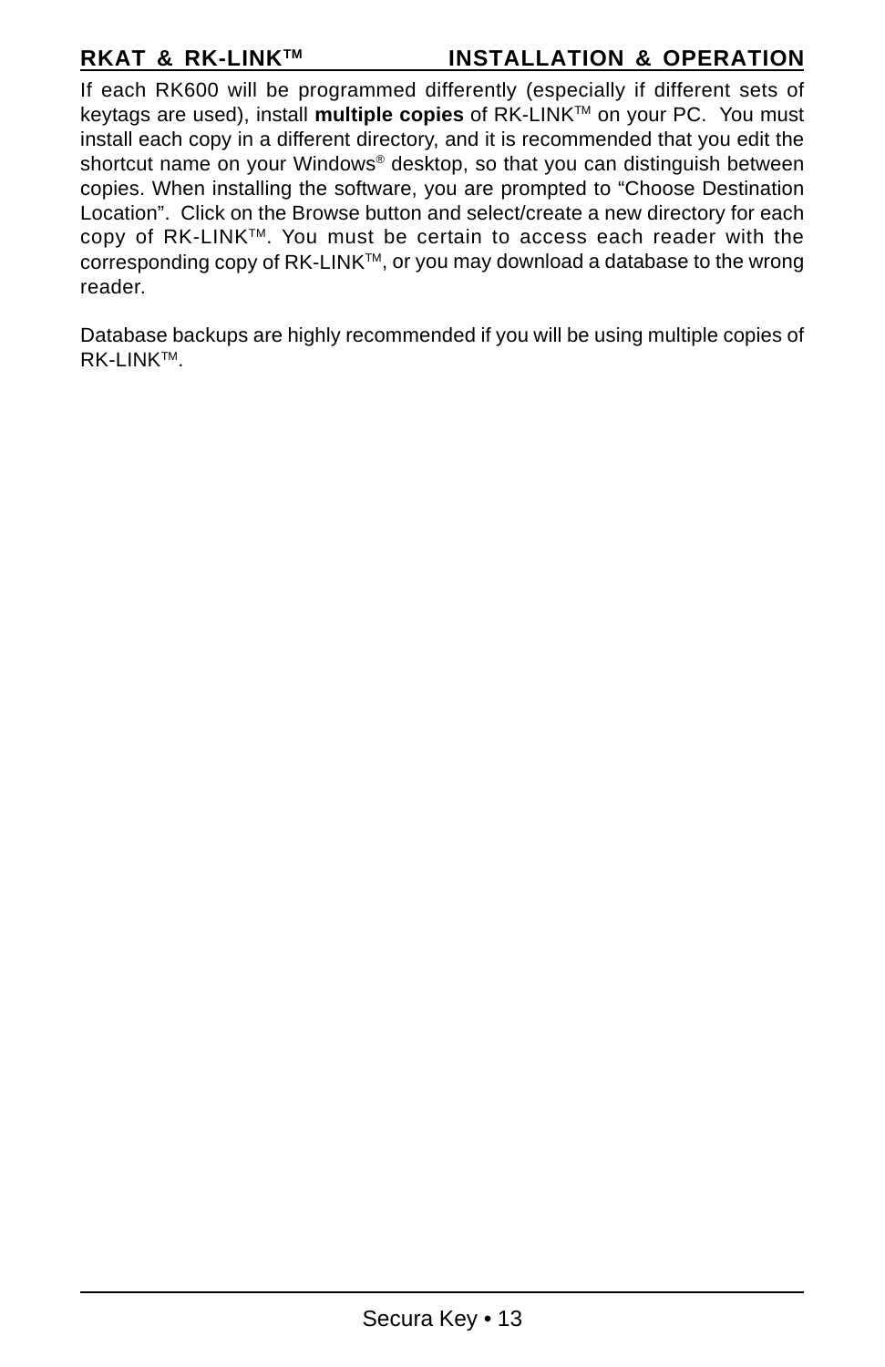If each RK600 will be programmed differently (especially if different sets of keytags are used), install **multiple copies** of RK-LINK™ on your PC. You must install each copy in a different directory, and it is recommended that you edit the shortcut name on your Windows® desktop, so that you can distinguish between copies. When installing the software, you are prompted to “Choose Destination Location”. Click on the Browse button and select/create a new directory for each copy of RK-LINK™. You must be certain to access each reader with the corresponding copy of RK-LINK™, or you may download a database to the wrong reader.

Database backups are highly recommended if you will be using multiple copies of RK-LINK™.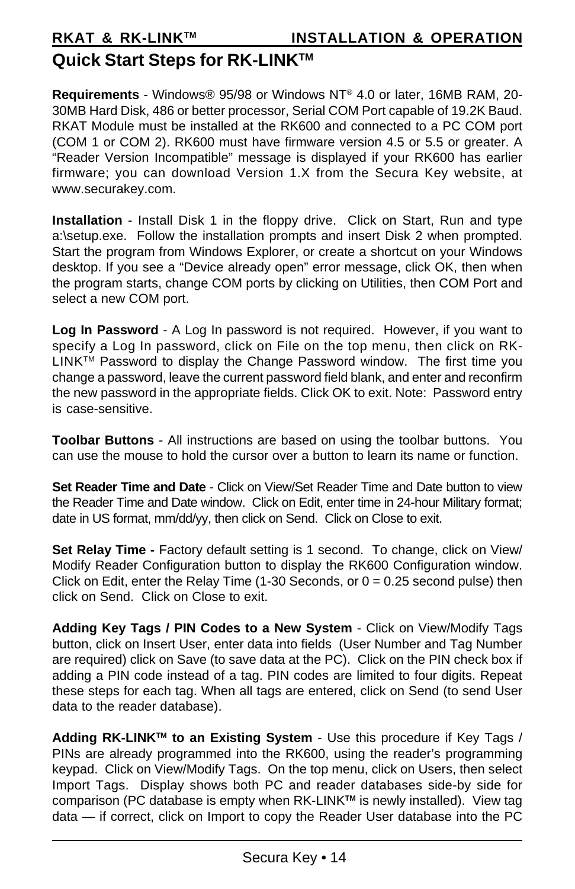## Quick Start Steps for RK-LINK™

**Requirements** - Windows® 95/98 or Windows NT® 4.0 or later, 16MB RAM, 20-30MB Hard Disk, 486 or better processor, Serial COM Port capable of 19.2K Baud. RKAT Module must be installed at the RK600 and connected to a PC COM port (COM 1 or COM 2). RK600 must have firmware version 4.5 or 5.5 or greater. A "Reader Version Incompatible" message is displayed if your RK600 has earlier firmware; you can download Version 1.X from the Secura Key website, at www.securakey.com.

**Installation** - Install Disk 1 in the floppy drive. Click on Start, Run and type a:\setup.exe. Follow the installation prompts and insert Disk 2 when prompted. Start the program from Windows Explorer, or create a shortcut on your Windows desktop. If you see a "Device already open" error message, click OK, then when the program starts, change COM ports by clicking on Utilities, then COM Port and select a new COM port.

**Log In Password** - A Log In password is not required. However, if you want to specify a Log In password, click on File on the top menu, then click on RK-LINK™ Password to display the Change Password window. The first time you change a password, leave the current password field blank, and enter and reconfirm the new password in the appropriate fields. Click OK to exit. Note: Password entry is case-sensitive.

**Toolbar Buttons** - All instructions are based on using the toolbar buttons. You can use the mouse to hold the cursor over a button to learn its name or function.

**Set Reader Time and Date** - Click on View/Set Reader Time and Date button to view the Reader Time and Date window. Click on Edit, enter time in 24-hour Military format; date in US format, mm/dd/yy, then click on Send. Click on Close to exit.

**Set Relay Time -** Factory default setting is 1 second. To change, click on View/Modify Reader Configuration button to display the RK600 Configuration window. Click on Edit, enter the Relay Time (1-30 Seconds, or 0 = 0.25 second pulse) then click on Send. Click on Close to exit.

**Adding Key Tags / PIN Codes to a New System** - Click on View/Modify Tags button, click on Insert User, enter data into fields (User Number and Tag Number are required) click on Save (to save data at the PC). Click on the PIN check box if adding a PIN code instead of a tag. PIN codes are limited to four digits. Repeat these steps for each tag. When all tags are entered, click on Send (to send User data to the reader database).

**Adding RK-LINK™ to an Existing System** - Use this procedure if Key Tags / PINs are already programmed into the RK600, using the reader's programming keypad. Click on View/Modify Tags. On the top menu, click on Users, then select Import Tags. Display shows both PC and reader databases side-by side for comparison (PC database is empty when RK-LINK**™** is newly installed). View tag data — if correct, click on Import to copy the Reader User database into the PC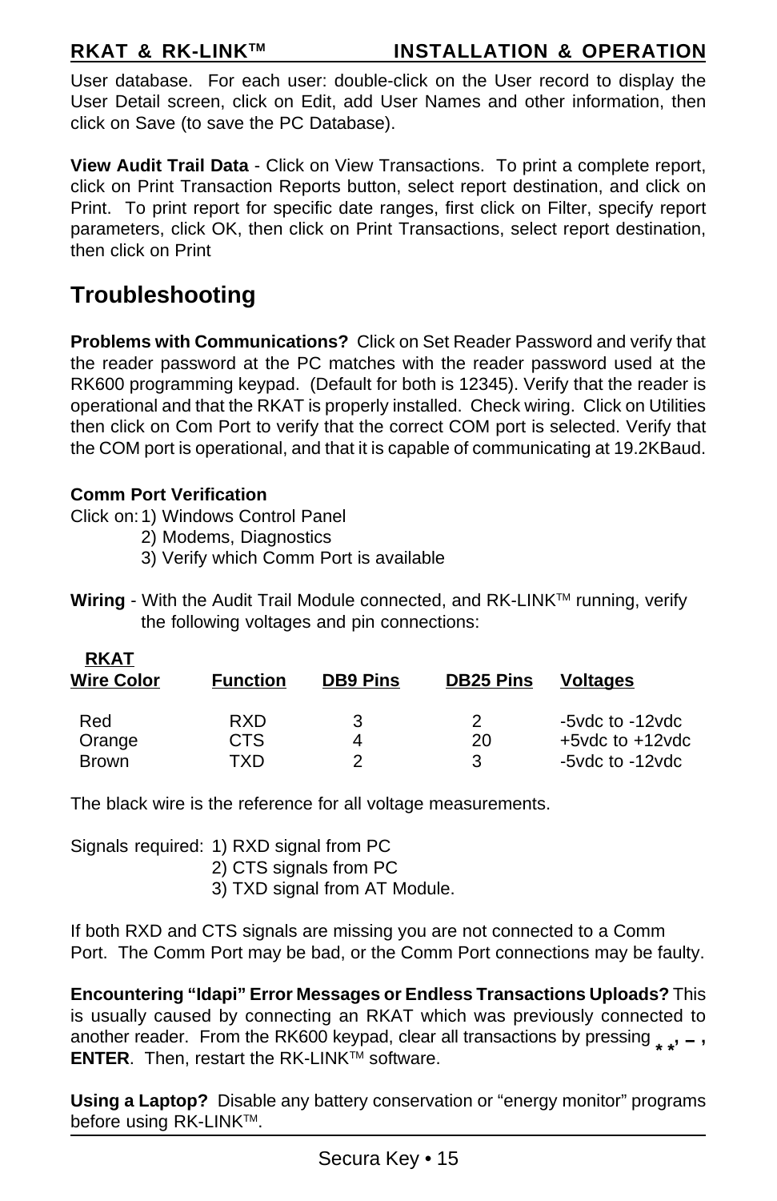User database. For each user: double-click on the User record to display the User Detail screen, click on Edit, add User Names and other information, then click on Save (to save the PC Database).

**View Audit Trail Data** - Click on View Transactions. To print a complete report, click on Print Transaction Reports button, select report destination, and click on Print. To print report for specific date ranges, first click on Filter, specify report parameters, click OK, then click on Print Transactions, select report destination, then click on Print

## Troubleshooting

**Problems with Communications?** Click on Set Reader Password and verify that the reader password at the PC matches with the reader password used at the RK600 programming keypad. (Default for both is 12345). Verify that the reader is operational and that the RKAT is properly installed. Check wiring. Click on Utilities then click on Com Port to verify that the correct COM port is selected. Verify that the COM port is operational, and that it is capable of communicating at 19.2KBaud.

**Comm Port Verification**

Click on: 1) Windows Control Panel
2) Modems, Diagnostics
3) Verify which Comm Port is available

**Wiring** - With the Audit Trail Module connected, and RK-LINK™ running, verify the following voltages and pin connections:

| RKAT Wire Color | Function | DB9 Pins | DB25 Pins | Voltages |
|---|---|---|---|---|
| Red | RXD | 3 | 2 | -5vdc to -12vdc |
| Orange | CTS | 4 | 20 | +5vdc to +12vdc |
| Brown | TXD | 2 | 3 | -5vdc to -12vdc |

The black wire is the reference for all voltage measurements.

Signals required: 1) RXD signal from PC
2) CTS signals from PC
3) TXD signal from AT Module.

If both RXD and CTS signals are missing you are not connected to a Comm Port. The Comm Port may be bad, or the Comm Port connections may be faulty.

**Encountering "Idapi" Error Messages or Endless Transactions Uploads?** This is usually caused by connecting an RKAT which was previously connected to another reader. From the RK600 keypad, clear all transactions by pressing **\* \*, – , ENTER**. Then, restart the RK-LINK™ software.

**Using a Laptop?** Disable any battery conservation or "energy monitor" programs before using RK-LINK™.